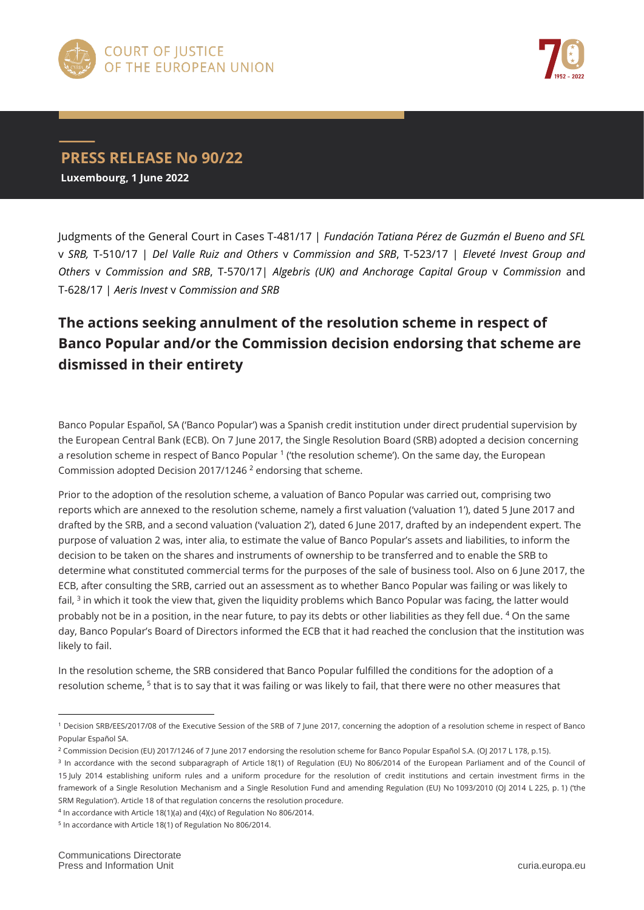## PRESS RELEASE No 90/22

**Luxembourg, 1 June 2022**

Judgments of the General Court in Cases T-481/17 | *Fundación Tatiana Pérez de Guzmán el Bueno and SFL* v *SRB,* T-510/17 | *Del Valle Ruiz and Others* v *Commission and SRB*, T-523/17 | *Eleveté Invest Group and Others* v *Commission and SRB*, T-570/17| *Algebris (UK) and Anchorage Capital Group* v *Commission* and T-628/17 | *Aeris Invest* v *Commission and SRB*

# The actions seeking annulment of the resolution scheme in respect of Banco Popular and/or the Commission decision endorsing that scheme are dismissed in their entirety

Banco Popular Español, SA ('Banco Popular') was a Spanish credit institution under direct prudential supervision by the European Central Bank (ECB). On 7 June 2017, the Single Resolution Board (SRB) adopted a decision concerning a resolution scheme in respect of Banco Popular [1] ('the resolution scheme'). On the same day, the European Commission adopted Decision 2017/1246 [2] endorsing that scheme.

Prior to the adoption of the resolution scheme, a valuation of Banco Popular was carried out, comprising two reports which are annexed to the resolution scheme, namely a first valuation ('valuation 1'), dated 5 June 2017 and drafted by the SRB, and a second valuation ('valuation 2'), dated 6 June 2017, drafted by an independent expert. The purpose of valuation 2 was, inter alia, to estimate the value of Banco Popular's assets and liabilities, to inform the decision to be taken on the shares and instruments of ownership to be transferred and to enable the SRB to determine what constituted commercial terms for the purposes of the sale of business tool. Also on 6 June 2017, the ECB, after consulting the SRB, carried out an assessment as to whether Banco Popular was failing or was likely to fail, [3] in which it took the view that, given the liquidity problems which Banco Popular was facing, the latter would probably not be in a position, in the near future, to pay its debts or other liabilities as they fell due. [4] On the same day, Banco Popular's Board of Directors informed the ECB that it had reached the conclusion that the institution was likely to fail.

In the resolution scheme, the SRB considered that Banco Popular fulfilled the conditions for the adoption of a resolution scheme, [5] that is to say that it was failing or was likely to fail, that there were no other measures that

---

[1] Decision SRB/EES/2017/08 of the Executive Session of the SRB of 7 June 2017, concerning the adoption of a resolution scheme in respect of Banco Popular Español SA.

[2] Commission Decision (EU) 2017/1246 of 7 June 2017 endorsing the resolution scheme for Banco Popular Español S.A. (OJ 2017 L 178, p.15).

[3] In accordance with the second subparagraph of Article 18(1) of Regulation (EU) No 806/2014 of the European Parliament and of the Council of 15 July 2014 establishing uniform rules and a uniform procedure for the resolution of credit institutions and certain investment firms in the framework of a Single Resolution Mechanism and a Single Resolution Fund and amending Regulation (EU) No 1093/2010 (OJ 2014 L 225, p. 1) ('the SRM Regulation'). Article 18 of that regulation concerns the resolution procedure.

[4] In accordance with Article 18(1)(a) and (4)(c) of Regulation No 806/2014.

[5] In accordance with Article 18(1) of Regulation No 806/2014.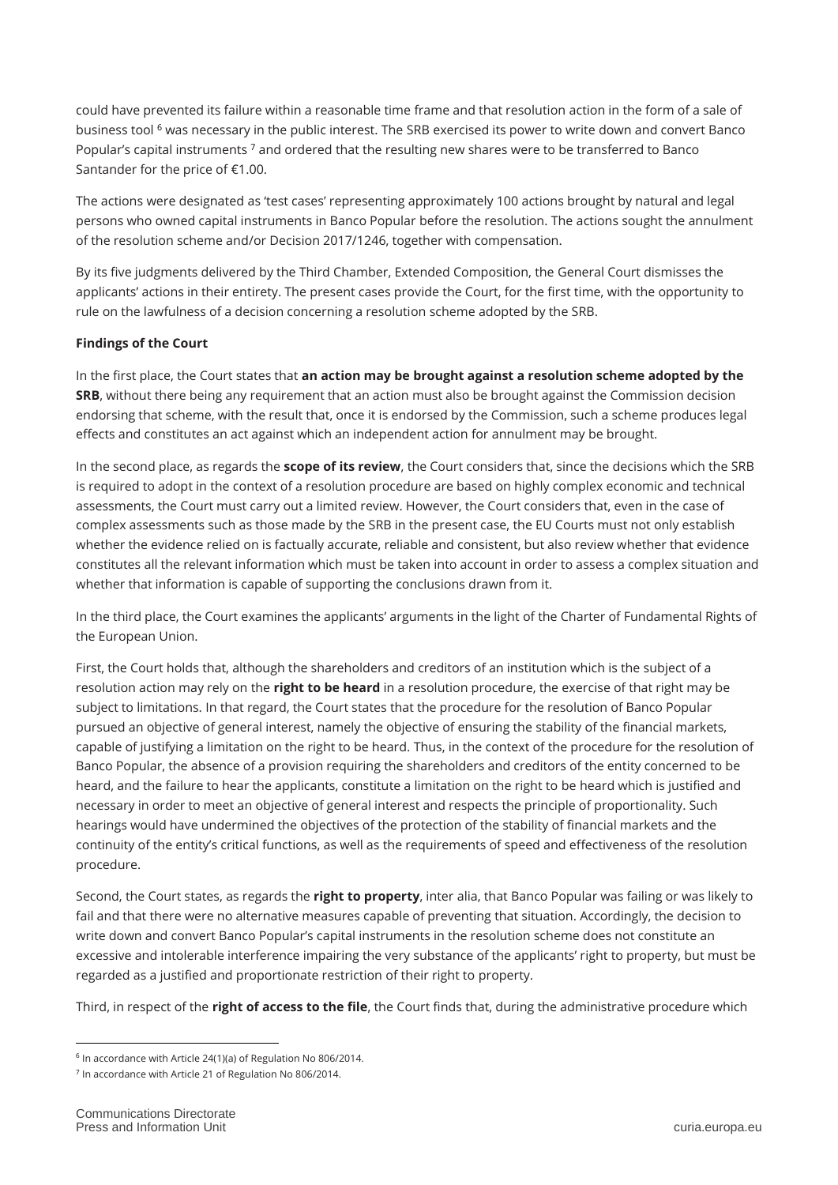could have prevented its failure within a reasonable time frame and that resolution action in the form of a sale of business tool [6] was necessary in the public interest. The SRB exercised its power to write down and convert Banco Popular's capital instruments [7] and ordered that the resulting new shares were to be transferred to Banco Santander for the price of €1.00.

The actions were designated as 'test cases' representing approximately 100 actions brought by natural and legal persons who owned capital instruments in Banco Popular before the resolution. The actions sought the annulment of the resolution scheme and/or Decision 2017/1246, together with compensation.

By its five judgments delivered by the Third Chamber, Extended Composition, the General Court dismisses the applicants' actions in their entirety. The present cases provide the Court, for the first time, with the opportunity to rule on the lawfulness of a decision concerning a resolution scheme adopted by the SRB.

**Findings of the Court**

In the first place, the Court states that **an action may be brought against a resolution scheme adopted by the SRB**, without there being any requirement that an action must also be brought against the Commission decision endorsing that scheme, with the result that, once it is endorsed by the Commission, such a scheme produces legal effects and constitutes an act against which an independent action for annulment may be brought.

In the second place, as regards the **scope of its review**, the Court considers that, since the decisions which the SRB is required to adopt in the context of a resolution procedure are based on highly complex economic and technical assessments, the Court must carry out a limited review. However, the Court considers that, even in the case of complex assessments such as those made by the SRB in the present case, the EU Courts must not only establish whether the evidence relied on is factually accurate, reliable and consistent, but also review whether that evidence constitutes all the relevant information which must be taken into account in order to assess a complex situation and whether that information is capable of supporting the conclusions drawn from it.

In the third place, the Court examines the applicants' arguments in the light of the Charter of Fundamental Rights of the European Union.

First, the Court holds that, although the shareholders and creditors of an institution which is the subject of a resolution action may rely on the **right to be heard** in a resolution procedure, the exercise of that right may be subject to limitations. In that regard, the Court states that the procedure for the resolution of Banco Popular pursued an objective of general interest, namely the objective of ensuring the stability of the financial markets, capable of justifying a limitation on the right to be heard. Thus, in the context of the procedure for the resolution of Banco Popular, the absence of a provision requiring the shareholders and creditors of the entity concerned to be heard, and the failure to hear the applicants, constitute a limitation on the right to be heard which is justified and necessary in order to meet an objective of general interest and respects the principle of proportionality. Such hearings would have undermined the objectives of the protection of the stability of financial markets and the continuity of the entity's critical functions, as well as the requirements of speed and effectiveness of the resolution procedure.

Second, the Court states, as regards the **right to property**, inter alia, that Banco Popular was failing or was likely to fail and that there were no alternative measures capable of preventing that situation. Accordingly, the decision to write down and convert Banco Popular's capital instruments in the resolution scheme does not constitute an excessive and intolerable interference impairing the very substance of the applicants' right to property, but must be regarded as a justified and proportionate restriction of their right to property.

Third, in respect of the **right of access to the file**, the Court finds that, during the administrative procedure which

---

[6] In accordance with Article 24(1)(a) of Regulation No 806/2014.

[7] In accordance with Article 21 of Regulation No 806/2014.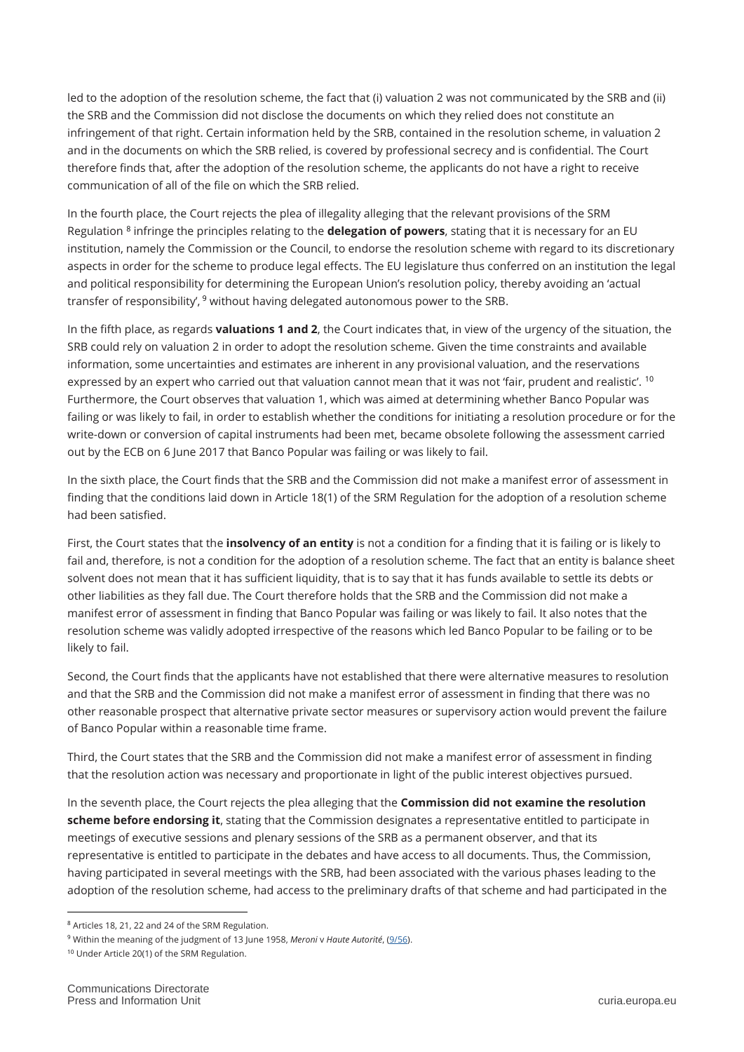led to the adoption of the resolution scheme, the fact that (i) valuation 2 was not communicated by the SRB and (ii) the SRB and the Commission did not disclose the documents on which they relied does not constitute an infringement of that right. Certain information held by the SRB, contained in the resolution scheme, in valuation 2 and in the documents on which the SRB relied, is covered by professional secrecy and is confidential. The Court therefore finds that, after the adoption of the resolution scheme, the applicants do not have a right to receive communication of all of the file on which the SRB relied.

In the fourth place, the Court rejects the plea of illegality alleging that the relevant provisions of the SRM Regulation [8] infringe the principles relating to the **delegation of powers**, stating that it is necessary for an EU institution, namely the Commission or the Council, to endorse the resolution scheme with regard to its discretionary aspects in order for the scheme to produce legal effects. The EU legislature thus conferred on an institution the legal and political responsibility for determining the European Union's resolution policy, thereby avoiding an 'actual transfer of responsibility', [9] without having delegated autonomous power to the SRB.

In the fifth place, as regards **valuations 1 and 2**, the Court indicates that, in view of the urgency of the situation, the SRB could rely on valuation 2 in order to adopt the resolution scheme. Given the time constraints and available information, some uncertainties and estimates are inherent in any provisional valuation, and the reservations expressed by an expert who carried out that valuation cannot mean that it was not 'fair, prudent and realistic'. [10] Furthermore, the Court observes that valuation 1, which was aimed at determining whether Banco Popular was failing or was likely to fail, in order to establish whether the conditions for initiating a resolution procedure or for the write-down or conversion of capital instruments had been met, became obsolete following the assessment carried out by the ECB on 6 June 2017 that Banco Popular was failing or was likely to fail.

In the sixth place, the Court finds that the SRB and the Commission did not make a manifest error of assessment in finding that the conditions laid down in Article 18(1) of the SRM Regulation for the adoption of a resolution scheme had been satisfied.

First, the Court states that the **insolvency of an entity** is not a condition for a finding that it is failing or is likely to fail and, therefore, is not a condition for the adoption of a resolution scheme. The fact that an entity is balance sheet solvent does not mean that it has sufficient liquidity, that is to say that it has funds available to settle its debts or other liabilities as they fall due. The Court therefore holds that the SRB and the Commission did not make a manifest error of assessment in finding that Banco Popular was failing or was likely to fail. It also notes that the resolution scheme was validly adopted irrespective of the reasons which led Banco Popular to be failing or to be likely to fail.

Second, the Court finds that the applicants have not established that there were alternative measures to resolution and that the SRB and the Commission did not make a manifest error of assessment in finding that there was no other reasonable prospect that alternative private sector measures or supervisory action would prevent the failure of Banco Popular within a reasonable time frame.

Third, the Court states that the SRB and the Commission did not make a manifest error of assessment in finding that the resolution action was necessary and proportionate in light of the public interest objectives pursued.

In the seventh place, the Court rejects the plea alleging that the **Commission did not examine the resolution scheme before endorsing it**, stating that the Commission designates a representative entitled to participate in meetings of executive sessions and plenary sessions of the SRB as a permanent observer, and that its representative is entitled to participate in the debates and have access to all documents. Thus, the Commission, having participated in several meetings with the SRB, had been associated with the various phases leading to the adoption of the resolution scheme, had access to the preliminary drafts of that scheme and had participated in the

[8] Articles 18, 21, 22 and 24 of the SRM Regulation.

[9] Within the meaning of the judgment of 13 June 1958, *Meroni* v *Haute Autorité*, (9/56).

[10] Under Article 20(1) of the SRM Regulation.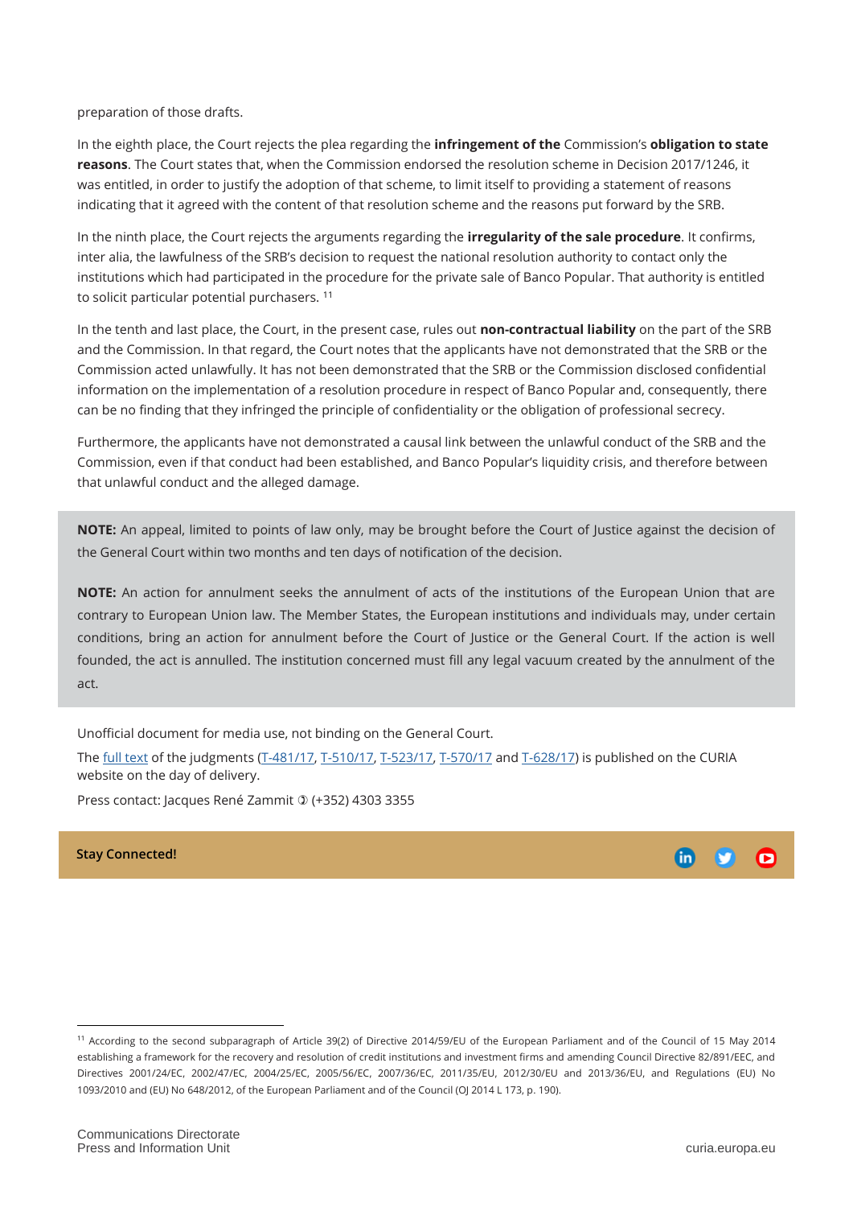preparation of those drafts.

In the eighth place, the Court rejects the plea regarding the **infringement of the** Commission's **obligation to state reasons**. The Court states that, when the Commission endorsed the resolution scheme in Decision 2017/1246, it was entitled, in order to justify the adoption of that scheme, to limit itself to providing a statement of reasons indicating that it agreed with the content of that resolution scheme and the reasons put forward by the SRB.

In the ninth place, the Court rejects the arguments regarding the **irregularity of the sale procedure**. It confirms, inter alia, the lawfulness of the SRB's decision to request the national resolution authority to contact only the institutions which had participated in the procedure for the private sale of Banco Popular. That authority is entitled to solicit particular potential purchasers. [11]

In the tenth and last place, the Court, in the present case, rules out **non-contractual liability** on the part of the SRB and the Commission. In that regard, the Court notes that the applicants have not demonstrated that the SRB or the Commission acted unlawfully. It has not been demonstrated that the SRB or the Commission disclosed confidential information on the implementation of a resolution procedure in respect of Banco Popular and, consequently, there can be no finding that they infringed the principle of confidentiality or the obligation of professional secrecy.

Furthermore, the applicants have not demonstrated a causal link between the unlawful conduct of the SRB and the Commission, even if that conduct had been established, and Banco Popular's liquidity crisis, and therefore between that unlawful conduct and the alleged damage.

**NOTE:** An appeal, limited to points of law only, may be brought before the Court of Justice against the decision of the General Court within two months and ten days of notification of the decision.

**NOTE:** An action for annulment seeks the annulment of acts of the institutions of the European Union that are contrary to European Union law. The Member States, the European institutions and individuals may, under certain conditions, bring an action for annulment before the Court of Justice or the General Court. If the action is well founded, the act is annulled. The institution concerned must fill any legal vacuum created by the annulment of the act.

Unofficial document for media use, not binding on the General Court.

The full text of the judgments (T-481/17, T-510/17, T-523/17, T-570/17 and T-628/17) is published on the CURIA website on the day of delivery.

Press contact: Jacques René Zammit ✆ (+352) 4303 3355

**Stay Connected!**

[11] According to the second subparagraph of Article 39(2) of Directive 2014/59/EU of the European Parliament and of the Council of 15 May 2014 establishing a framework for the recovery and resolution of credit institutions and investment firms and amending Council Directive 82/891/EEC, and Directives 2001/24/EC, 2002/47/EC, 2004/25/EC, 2005/56/EC, 2007/36/EC, 2011/35/EU, 2012/30/EU and 2013/36/EU, and Regulations (EU) No 1093/2010 and (EU) No 648/2012, of the European Parliament and of the Council (OJ 2014 L 173, p. 190).

Communications Directorate
Press and Information Unit

curia.europa.eu